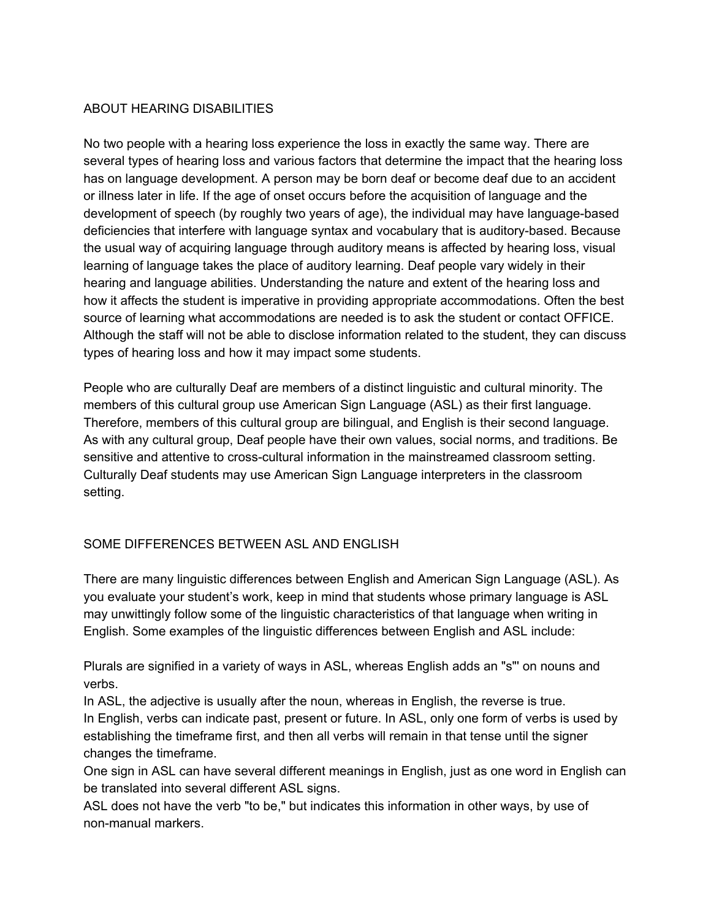## ABOUT HEARING DISABILITIES

No two people with a hearing loss experience the loss in exactly the same way. There are several types of hearing loss and various factors that determine the impact that the hearing loss has on language development. A person may be born deaf or become deaf due to an accident or illness later in life. If the age of onset occurs before the acquisition of language and the development of speech (by roughly two years of age), the individual may have language-based deficiencies that interfere with language syntax and vocabulary that is auditory-based. Because the usual way of acquiring language through auditory means is affected by hearing loss, visual learning of language takes the place of auditory learning. Deaf people vary widely in their hearing and language abilities. Understanding the nature and extent of the hearing loss and how it affects the student is imperative in providing appropriate accommodations. Often the best source of learning what accommodations are needed is to ask the student or contact OFFICE. Although the staff will not be able to disclose information related to the student, they can discuss types of hearing loss and how it may impact some students.

People who are culturally Deaf are members of a distinct linguistic and cultural minority. The members of this cultural group use American Sign Language (ASL) as their first language. Therefore, members of this cultural group are bilingual, and English is their second language. As with any cultural group, Deaf people have their own values, social norms, and traditions. Be sensitive and attentive to cross-cultural information in the mainstreamed classroom setting. Culturally Deaf students may use American Sign Language interpreters in the classroom setting.

## SOME DIFFERENCES BETWEEN ASL AND ENGLISH

There are many linguistic differences between English and American Sign Language (ASL). As you evaluate your student's work, keep in mind that students whose primary language is ASL may unwittingly follow some of the linguistic characteristics of that language when writing in English. Some examples of the linguistic differences between English and ASL include:

Plurals are signified in a variety of ways in ASL, whereas English adds an "s"' on nouns and verbs.
In ASL, the adjective is usually after the noun, whereas in English, the reverse is true.
In English, verbs can indicate past, present or future. In ASL, only one form of verbs is used by establishing the timeframe first, and then all verbs will remain in that tense until the signer changes the timeframe.
One sign in ASL can have several different meanings in English, just as one word in English can be translated into several different ASL signs.
ASL does not have the verb "to be," but indicates this information in other ways, by use of non-manual markers.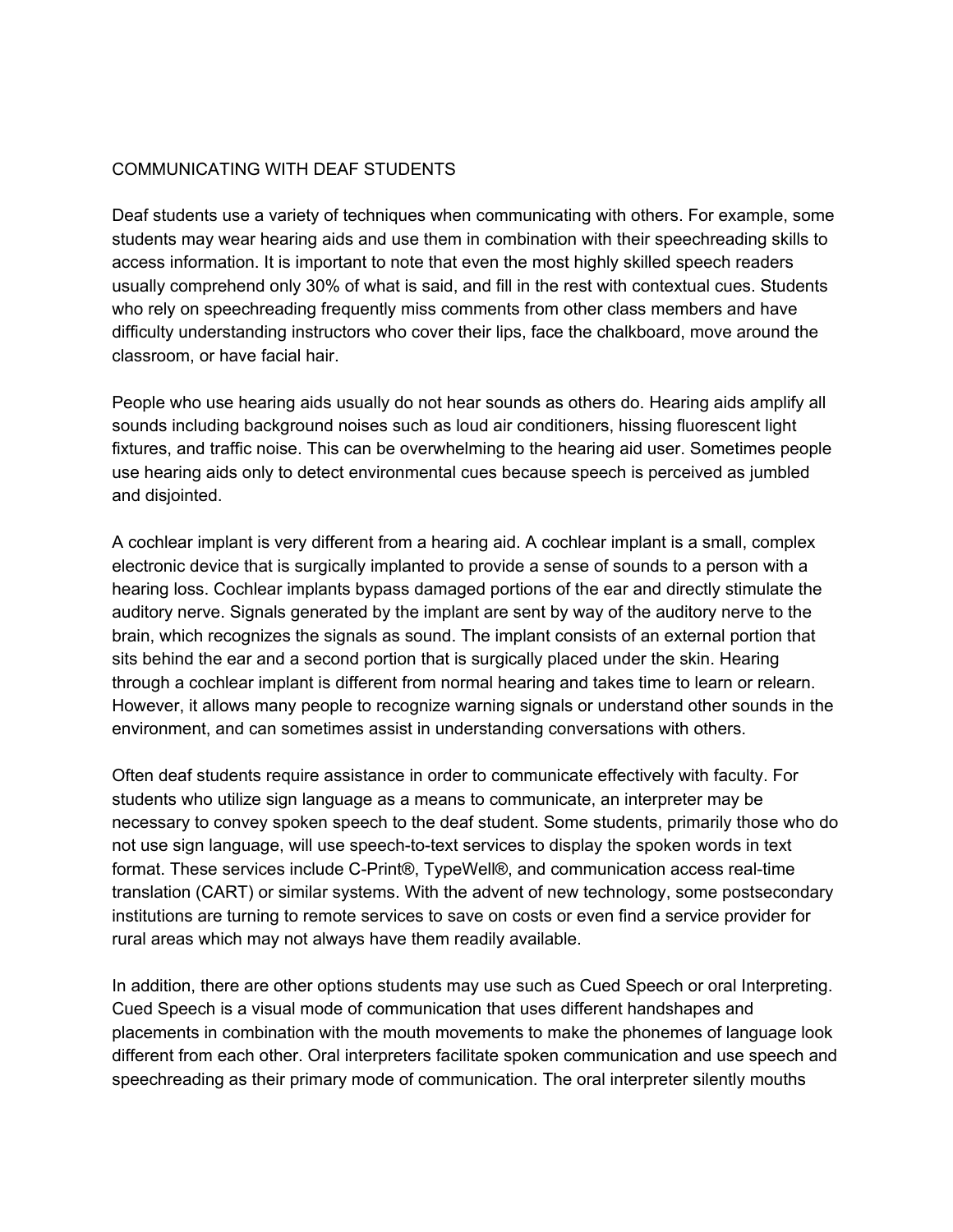## COMMUNICATING WITH DEAF STUDENTS

Deaf students use a variety of techniques when communicating with others. For example, some students may wear hearing aids and use them in combination with their speechreading skills to access information. It is important to note that even the most highly skilled speech readers usually comprehend only 30% of what is said, and fill in the rest with contextual cues. Students who rely on speechreading frequently miss comments from other class members and have difficulty understanding instructors who cover their lips, face the chalkboard, move around the classroom, or have facial hair.

People who use hearing aids usually do not hear sounds as others do. Hearing aids amplify all sounds including background noises such as loud air conditioners, hissing fluorescent light fixtures, and traffic noise. This can be overwhelming to the hearing aid user. Sometimes people use hearing aids only to detect environmental cues because speech is perceived as jumbled and disjointed.

A cochlear implant is very different from a hearing aid. A cochlear implant is a small, complex electronic device that is surgically implanted to provide a sense of sounds to a person with a hearing loss. Cochlear implants bypass damaged portions of the ear and directly stimulate the auditory nerve. Signals generated by the implant are sent by way of the auditory nerve to the brain, which recognizes the signals as sound. The implant consists of an external portion that sits behind the ear and a second portion that is surgically placed under the skin. Hearing through a cochlear implant is different from normal hearing and takes time to learn or relearn. However, it allows many people to recognize warning signals or understand other sounds in the environment, and can sometimes assist in understanding conversations with others.

Often deaf students require assistance in order to communicate effectively with faculty. For students who utilize sign language as a means to communicate, an interpreter may be necessary to convey spoken speech to the deaf student. Some students, primarily those who do not use sign language, will use speech-to-text services to display the spoken words in text format. These services include C-Print®, TypeWell®, and communication access real-time translation (CART) or similar systems. With the advent of new technology, some postsecondary institutions are turning to remote services to save on costs or even find a service provider for rural areas which may not always have them readily available.

In addition, there are other options students may use such as Cued Speech or oral Interpreting. Cued Speech is a visual mode of communication that uses different handshapes and placements in combination with the mouth movements to make the phonemes of language look different from each other. Oral interpreters facilitate spoken communication and use speech and speechreading as their primary mode of communication. The oral interpreter silently mouths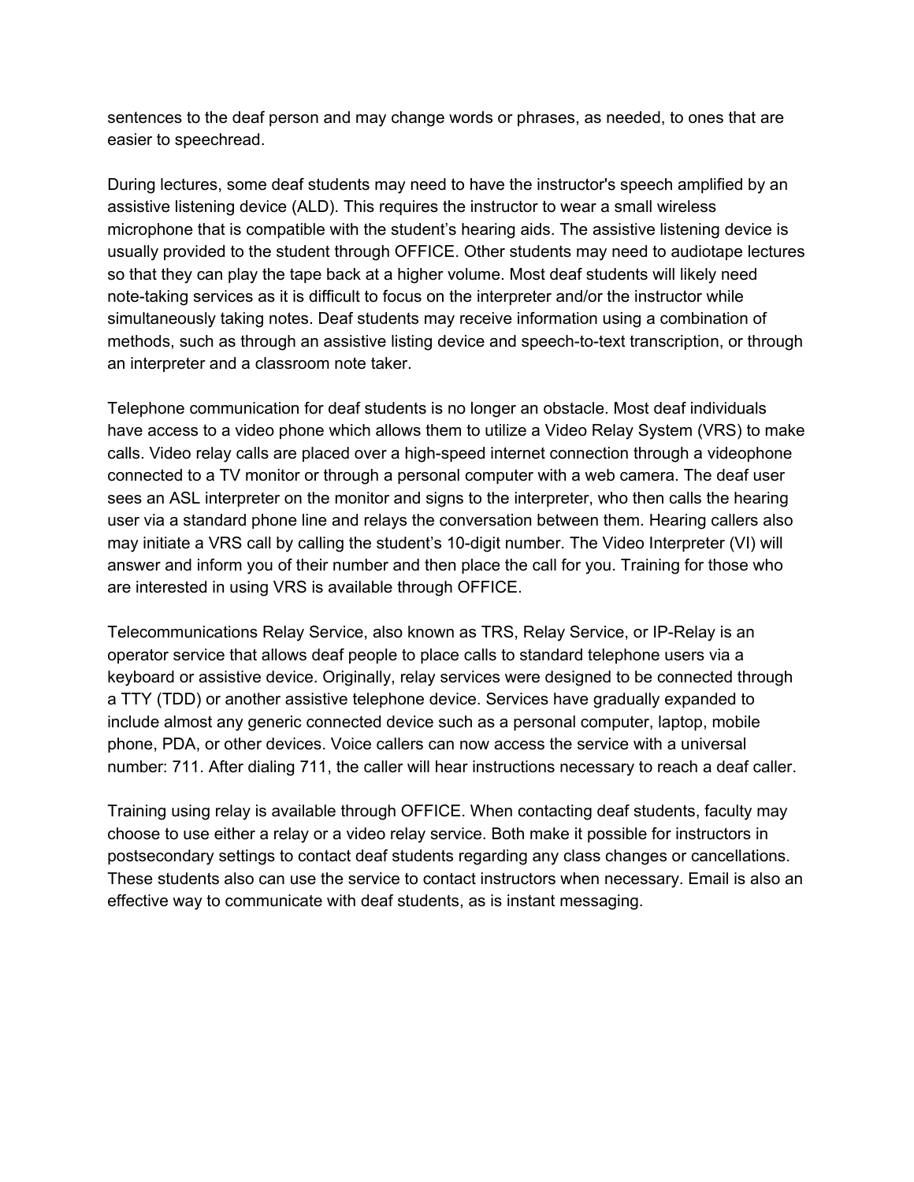sentences to the deaf person and may change words or phrases, as needed, to ones that are easier to speechread.

During lectures, some deaf students may need to have the instructor's speech amplified by an assistive listening device (ALD). This requires the instructor to wear a small wireless microphone that is compatible with the student's hearing aids. The assistive listening device is usually provided to the student through OFFICE. Other students may need to audiotape lectures so that they can play the tape back at a higher volume. Most deaf students will likely need note-taking services as it is difficult to focus on the interpreter and/or the instructor while simultaneously taking notes. Deaf students may receive information using a combination of methods, such as through an assistive listing device and speech-to-text transcription, or through an interpreter and a classroom note taker.

Telephone communication for deaf students is no longer an obstacle. Most deaf individuals have access to a video phone which allows them to utilize a Video Relay System (VRS) to make calls. Video relay calls are placed over a high-speed internet connection through a videophone connected to a TV monitor or through a personal computer with a web camera. The deaf user sees an ASL interpreter on the monitor and signs to the interpreter, who then calls the hearing user via a standard phone line and relays the conversation between them. Hearing callers also may initiate a VRS call by calling the student's 10-digit number. The Video Interpreter (VI) will answer and inform you of their number and then place the call for you. Training for those who are interested in using VRS is available through OFFICE.

Telecommunications Relay Service, also known as TRS, Relay Service, or IP-Relay is an operator service that allows deaf people to place calls to standard telephone users via a keyboard or assistive device. Originally, relay services were designed to be connected through a TTY (TDD) or another assistive telephone device. Services have gradually expanded to include almost any generic connected device such as a personal computer, laptop, mobile phone, PDA, or other devices. Voice callers can now access the service with a universal number: 711. After dialing 711, the caller will hear instructions necessary to reach a deaf caller.

Training using relay is available through OFFICE. When contacting deaf students, faculty may choose to use either a relay or a video relay service. Both make it possible for instructors in postsecondary settings to contact deaf students regarding any class changes or cancellations. These students also can use the service to contact instructors when necessary. Email is also an effective way to communicate with deaf students, as is instant messaging.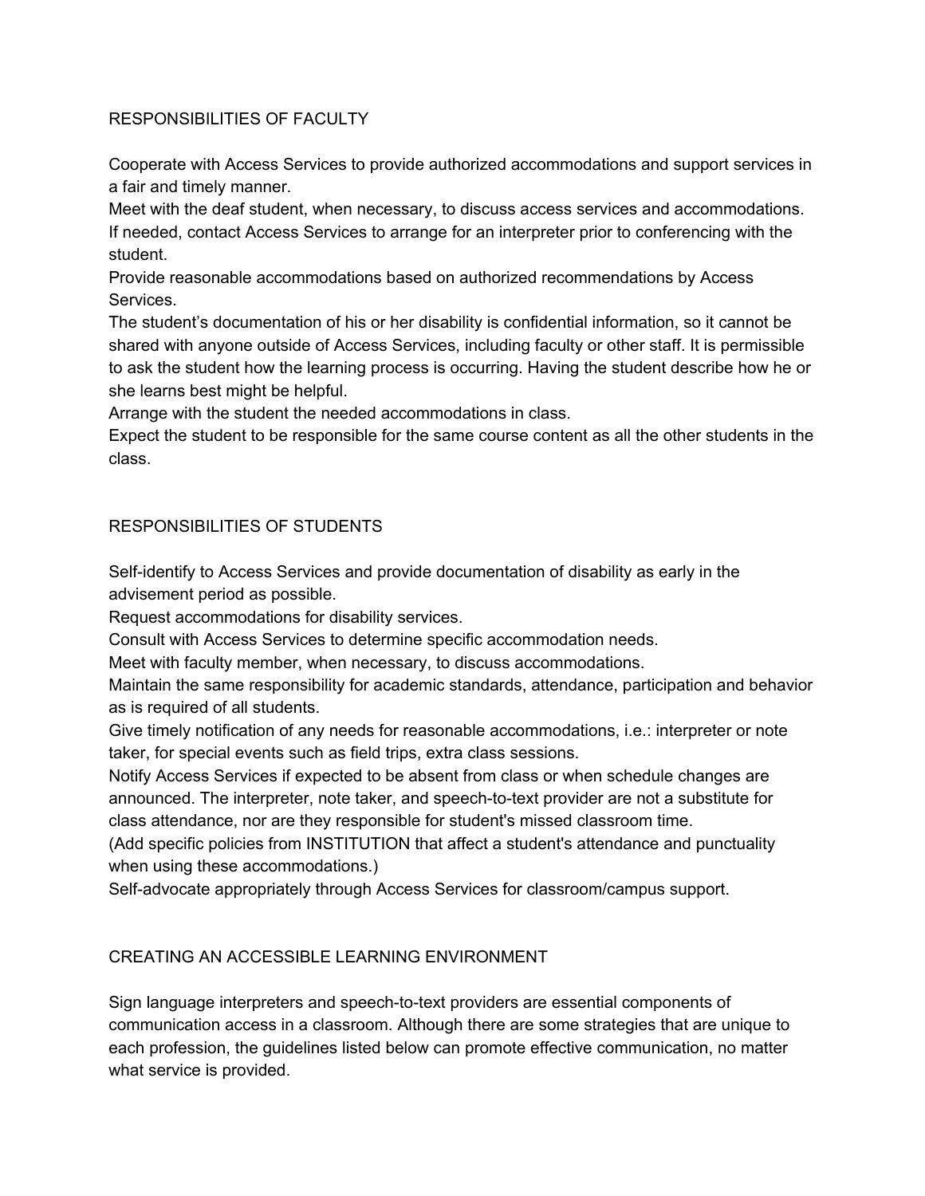## RESPONSIBILITIES OF FACULTY

Cooperate with Access Services to provide authorized accommodations and support services in a fair and timely manner.

Meet with the deaf student, when necessary, to discuss access services and accommodations. If needed, contact Access Services to arrange for an interpreter prior to conferencing with the student.

Provide reasonable accommodations based on authorized recommendations by Access Services.

The student's documentation of his or her disability is confidential information, so it cannot be shared with anyone outside of Access Services, including faculty or other staff. It is permissible to ask the student how the learning process is occurring. Having the student describe how he or she learns best might be helpful.

Arrange with the student the needed accommodations in class.

Expect the student to be responsible for the same course content as all the other students in the class.

## RESPONSIBILITIES OF STUDENTS

Self-identify to Access Services and provide documentation of disability as early in the advisement period as possible.

Request accommodations for disability services.

Consult with Access Services to determine specific accommodation needs.

Meet with faculty member, when necessary, to discuss accommodations.

Maintain the same responsibility for academic standards, attendance, participation and behavior as is required of all students.

Give timely notification of any needs for reasonable accommodations, i.e.: interpreter or note taker, for special events such as field trips, extra class sessions.

Notify Access Services if expected to be absent from class or when schedule changes are announced. The interpreter, note taker, and speech-to-text provider are not a substitute for class attendance, nor are they responsible for student's missed classroom time.

(Add specific policies from INSTITUTION that affect a student's attendance and punctuality when using these accommodations.)

Self-advocate appropriately through Access Services for classroom/campus support.

## CREATING AN ACCESSIBLE LEARNING ENVIRONMENT

Sign language interpreters and speech-to-text providers are essential components of communication access in a classroom. Although there are some strategies that are unique to each profession, the guidelines listed below can promote effective communication, no matter what service is provided.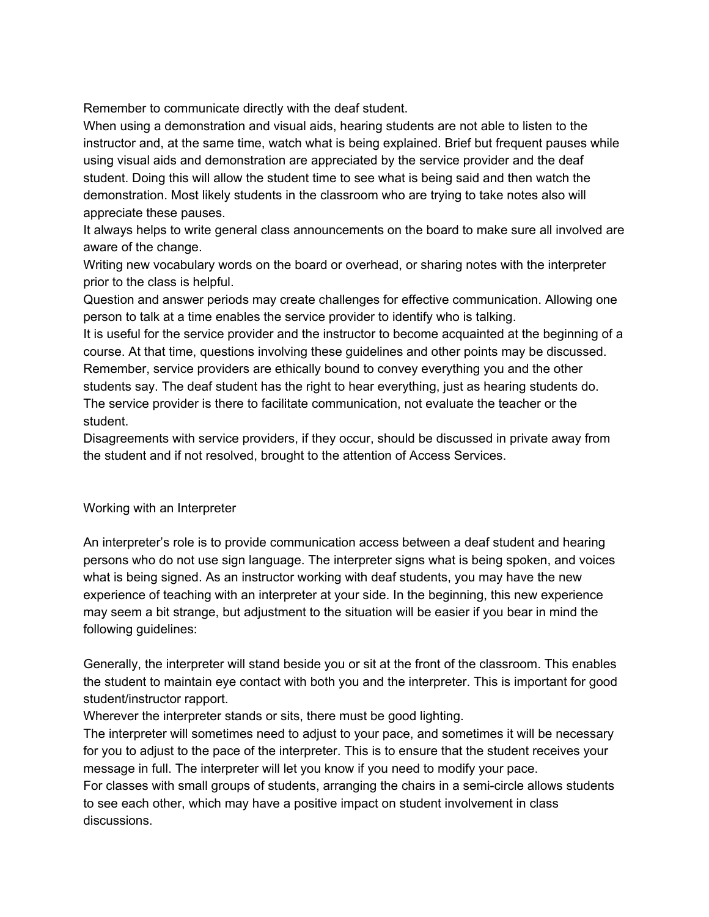Remember to communicate directly with the deaf student.

When using a demonstration and visual aids, hearing students are not able to listen to the instructor and, at the same time, watch what is being explained. Brief but frequent pauses while using visual aids and demonstration are appreciated by the service provider and the deaf student. Doing this will allow the student time to see what is being said and then watch the demonstration. Most likely students in the classroom who are trying to take notes also will appreciate these pauses.

It always helps to write general class announcements on the board to make sure all involved are aware of the change.

Writing new vocabulary words on the board or overhead, or sharing notes with the interpreter prior to the class is helpful.

Question and answer periods may create challenges for effective communication. Allowing one person to talk at a time enables the service provider to identify who is talking.

It is useful for the service provider and the instructor to become acquainted at the beginning of a course. At that time, questions involving these guidelines and other points may be discussed.

Remember, service providers are ethically bound to convey everything you and the other students say. The deaf student has the right to hear everything, just as hearing students do.

The service provider is there to facilitate communication, not evaluate the teacher or the student.

Disagreements with service providers, if they occur, should be discussed in private away from the student and if not resolved, brought to the attention of Access Services.

## Working with an Interpreter

An interpreter's role is to provide communication access between a deaf student and hearing persons who do not use sign language. The interpreter signs what is being spoken, and voices what is being signed. As an instructor working with deaf students, you may have the new experience of teaching with an interpreter at your side. In the beginning, this new experience may seem a bit strange, but adjustment to the situation will be easier if you bear in mind the following guidelines:

Generally, the interpreter will stand beside you or sit at the front of the classroom. This enables the student to maintain eye contact with both you and the interpreter. This is important for good student/instructor rapport.

Wherever the interpreter stands or sits, there must be good lighting.

The interpreter will sometimes need to adjust to your pace, and sometimes it will be necessary for you to adjust to the pace of the interpreter. This is to ensure that the student receives your message in full. The interpreter will let you know if you need to modify your pace.

For classes with small groups of students, arranging the chairs in a semi-circle allows students to see each other, which may have a positive impact on student involvement in class discussions.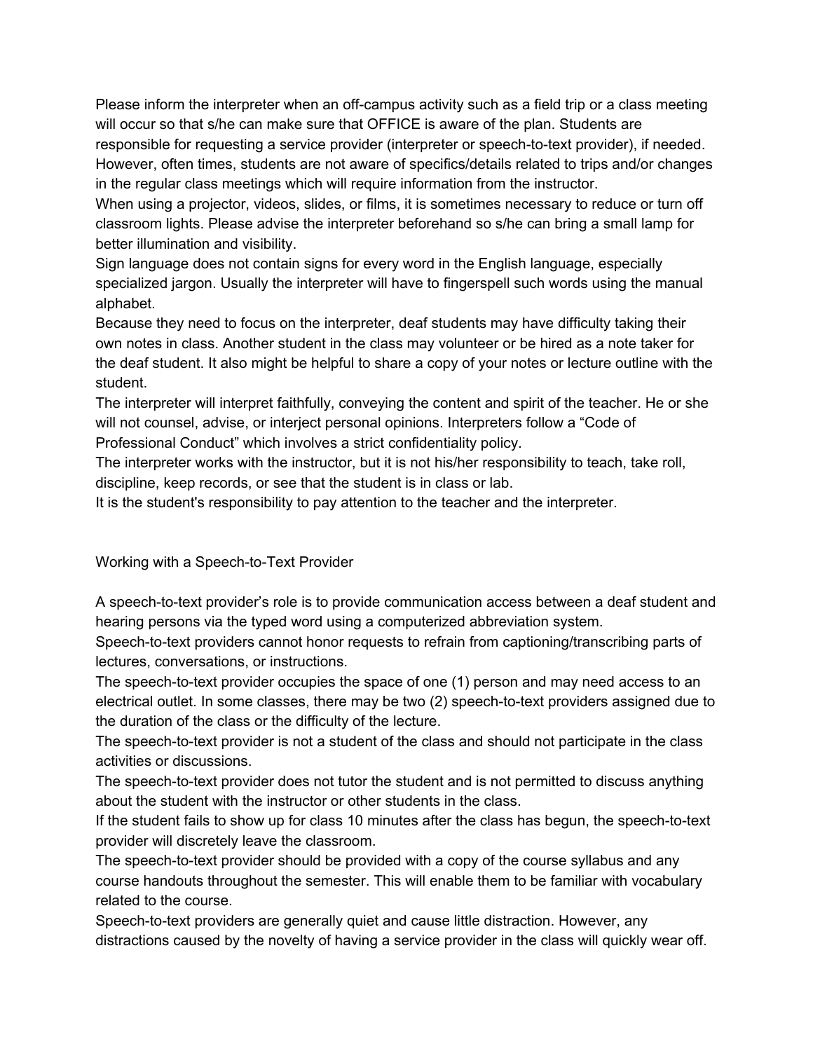Please inform the interpreter when an off-campus activity such as a field trip or a class meeting will occur so that s/he can make sure that OFFICE is aware of the plan. Students are responsible for requesting a service provider (interpreter or speech-to-text provider), if needed. However, often times, students are not aware of specifics/details related to trips and/or changes in the regular class meetings which will require information from the instructor.

When using a projector, videos, slides, or films, it is sometimes necessary to reduce or turn off classroom lights. Please advise the interpreter beforehand so s/he can bring a small lamp for better illumination and visibility.

Sign language does not contain signs for every word in the English language, especially specialized jargon. Usually the interpreter will have to fingerspell such words using the manual alphabet.

Because they need to focus on the interpreter, deaf students may have difficulty taking their own notes in class. Another student in the class may volunteer or be hired as a note taker for the deaf student. It also might be helpful to share a copy of your notes or lecture outline with the student.

The interpreter will interpret faithfully, conveying the content and spirit of the teacher. He or she will not counsel, advise, or interject personal opinions. Interpreters follow a "Code of Professional Conduct" which involves a strict confidentiality policy.

The interpreter works with the instructor, but it is not his/her responsibility to teach, take roll, discipline, keep records, or see that the student is in class or lab.

It is the student's responsibility to pay attention to the teacher and the interpreter.

## Working with a Speech-to-Text Provider

A speech-to-text provider's role is to provide communication access between a deaf student and hearing persons via the typed word using a computerized abbreviation system.

Speech-to-text providers cannot honor requests to refrain from captioning/transcribing parts of lectures, conversations, or instructions.

The speech-to-text provider occupies the space of one (1) person and may need access to an electrical outlet. In some classes, there may be two (2) speech-to-text providers assigned due to the duration of the class or the difficulty of the lecture.

The speech-to-text provider is not a student of the class and should not participate in the class activities or discussions.

The speech-to-text provider does not tutor the student and is not permitted to discuss anything about the student with the instructor or other students in the class.

If the student fails to show up for class 10 minutes after the class has begun, the speech-to-text provider will discretely leave the classroom.

The speech-to-text provider should be provided with a copy of the course syllabus and any course handouts throughout the semester. This will enable them to be familiar with vocabulary related to the course.

Speech-to-text providers are generally quiet and cause little distraction. However, any distractions caused by the novelty of having a service provider in the class will quickly wear off.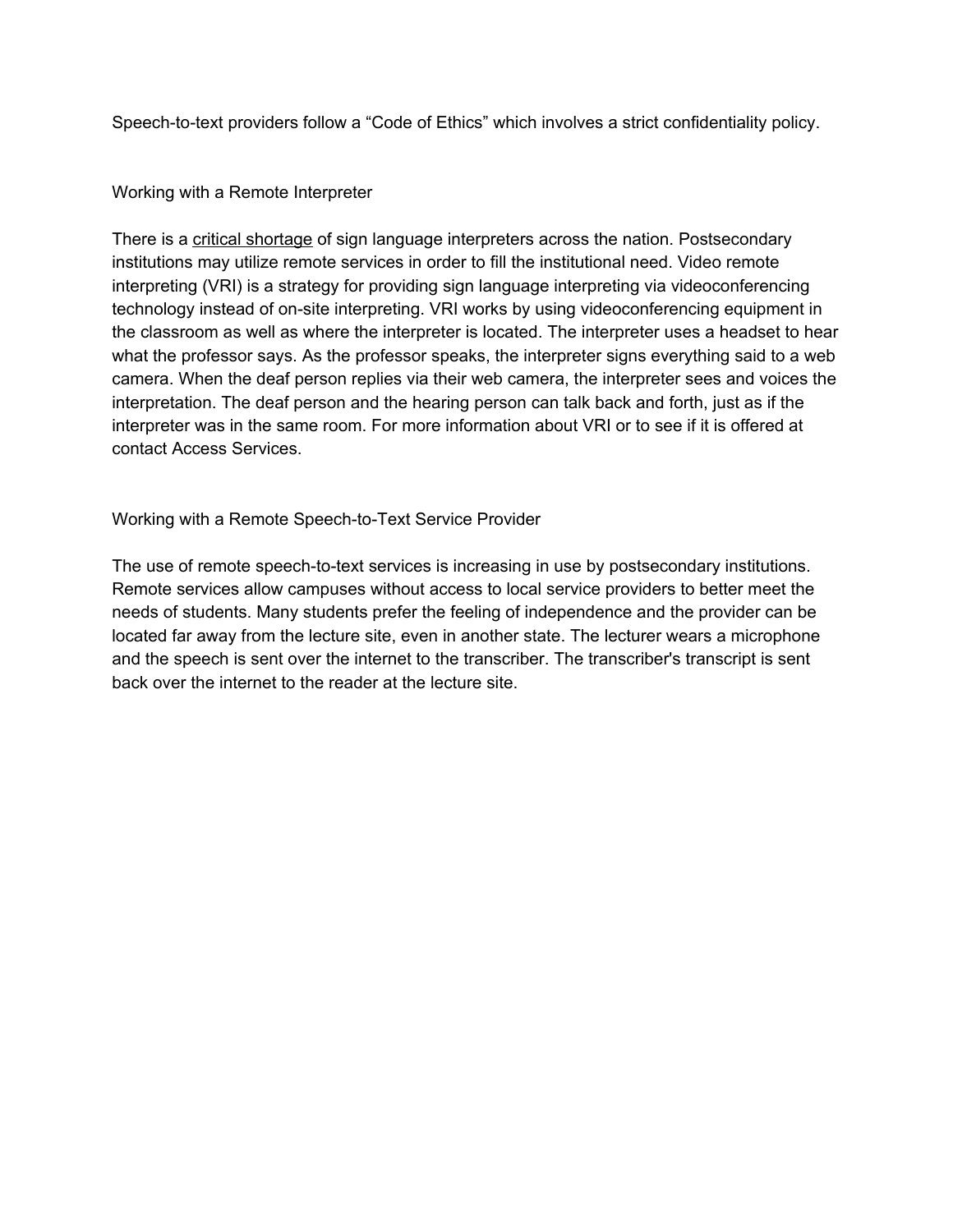Speech-to-text providers follow a “Code of Ethics” which involves a strict confidentiality policy.

## Working with a Remote Interpreter

There is a critical shortage of sign language interpreters across the nation. Postsecondary institutions may utilize remote services in order to fill the institutional need. Video remote interpreting (VRI) is a strategy for providing sign language interpreting via videoconferencing technology instead of on-site interpreting. VRI works by using videoconferencing equipment in the classroom as well as where the interpreter is located. The interpreter uses a headset to hear what the professor says. As the professor speaks, the interpreter signs everything said to a web camera. When the deaf person replies via their web camera, the interpreter sees and voices the interpretation. The deaf person and the hearing person can talk back and forth, just as if the interpreter was in the same room. For more information about VRI or to see if it is offered at contact Access Services.

## Working with a Remote Speech-to-Text Service Provider

The use of remote speech-to-text services is increasing in use by postsecondary institutions. Remote services allow campuses without access to local service providers to better meet the needs of students. Many students prefer the feeling of independence and the provider can be located far away from the lecture site, even in another state. The lecturer wears a microphone and the speech is sent over the internet to the transcriber. The transcriber's transcript is sent back over the internet to the reader at the lecture site.